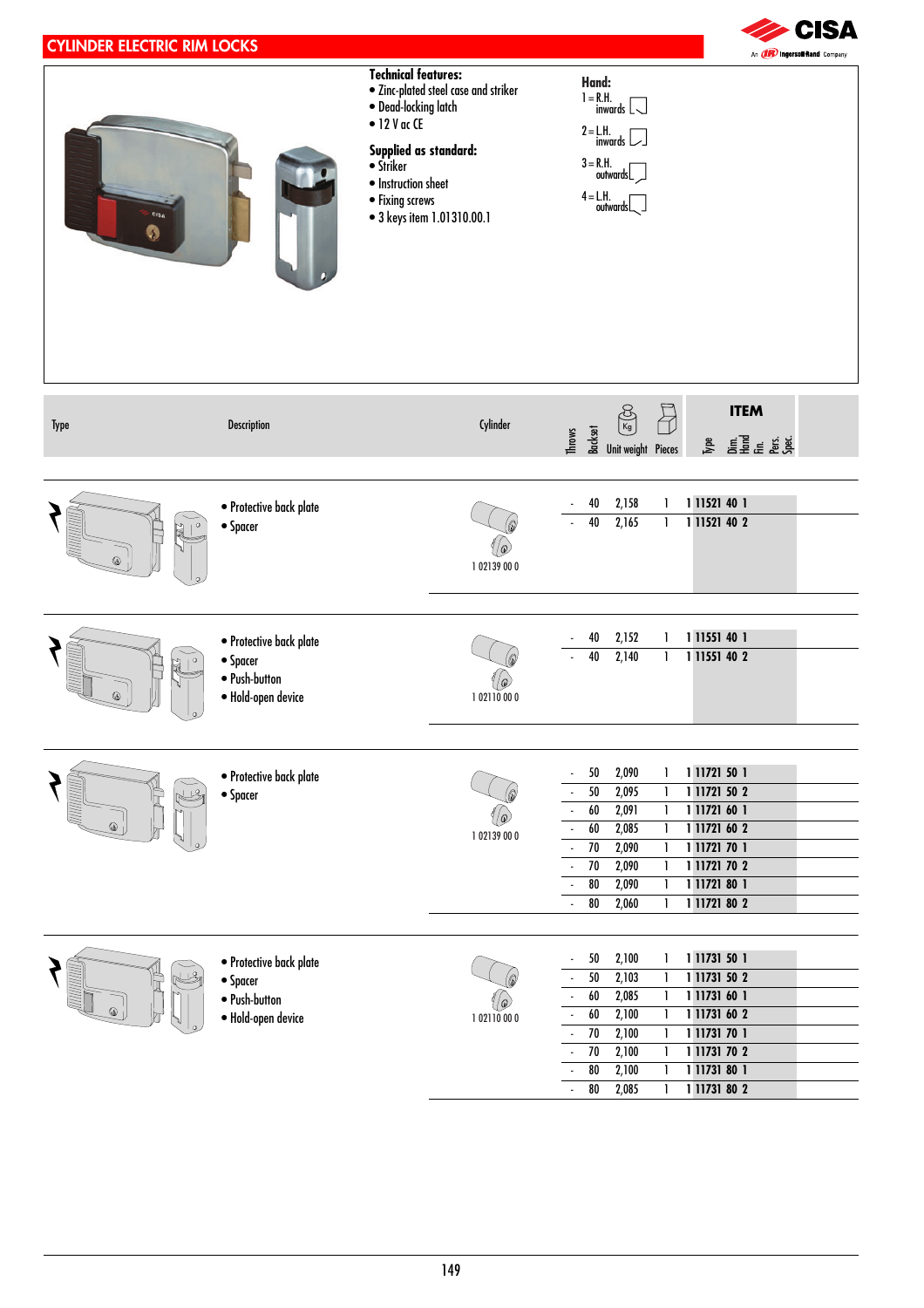# CYLINDER ELECTRIC RIM LOCKS

**Technical features:**
- Zinc-plated steel case and striker
- Dead-locking latch
- 12 V ac CE

**Supplied as standard:**
- Striker
- Instruction sheet
- Fixing screws
- 3 keys item 1.01310.00.1

**Hand:**
- 1 = R.H. inwards
- 2 = L.H. inwards
- 3 = R.H. outwards
- 4 = L.H. outwards

| Type | Description | Cylinder | Throws | Backset | Unit weight | Pieces | ITEM Type | Dim. | Hand | Fin. | Pers. | Spec. |
|---|---|---|---|---|---|---|---|---|---|---|---|---|
| | • Protective back plate • Spacer | 1 02139 00 0 | - | 40 | 2,158 | 1 | 1 11521 | 40 | 1 | | | |
| | | | - | 40 | 2,165 | 1 | 1 11521 | 40 | 2 | | | |
| | • Protective back plate • Spacer • Push-button • Hold-open device | 1 02110 00 0 | - | 40 | 2,152 | 1 | 1 11551 | 40 | 1 | | | |
| | | | - | 40 | 2,140 | 1 | 1 11551 | 40 | 2 | | | |
| | • Protective back plate • Spacer | 1 02139 00 0 | - | 50 | 2,090 | 1 | 1 11721 | 50 | 1 | | | |
| | | | - | 50 | 2,095 | 1 | 1 11721 | 50 | 2 | | | |
| | | | - | 60 | 2,091 | 1 | 1 11721 | 60 | 1 | | | |
| | | | - | 60 | 2,085 | 1 | 1 11721 | 60 | 2 | | | |
| | | | - | 70 | 2,090 | 1 | 1 11721 | 70 | 1 | | | |
| | | | - | 70 | 2,090 | 1 | 1 11721 | 70 | 2 | | | |
| | | | - | 80 | 2,090 | 1 | 1 11721 | 80 | 1 | | | |
| | | | - | 80 | 2,060 | 1 | 1 11721 | 80 | 2 | | | |
| | • Protective back plate • Spacer • Push-button • Hold-open device | 1 02110 00 0 | - | 50 | 2,100 | 1 | 1 11731 | 50 | 1 | | | |
| | | | - | 50 | 2,103 | 1 | 1 11731 | 50 | 2 | | | |
| | | | - | 60 | 2,085 | 1 | 1 11731 | 60 | 1 | | | |
| | | | - | 60 | 2,100 | 1 | 1 11731 | 60 | 2 | | | |
| | | | - | 70 | 2,100 | 1 | 1 11731 | 70 | 1 | | | |
| | | | - | 70 | 2,100 | 1 | 1 11731 | 70 | 2 | | | |
| | | | - | 80 | 2,100 | 1 | 1 11731 | 80 | 1 | | | |
| | | | - | 80 | 2,085 | 1 | 1 11731 | 80 | 2 | | | |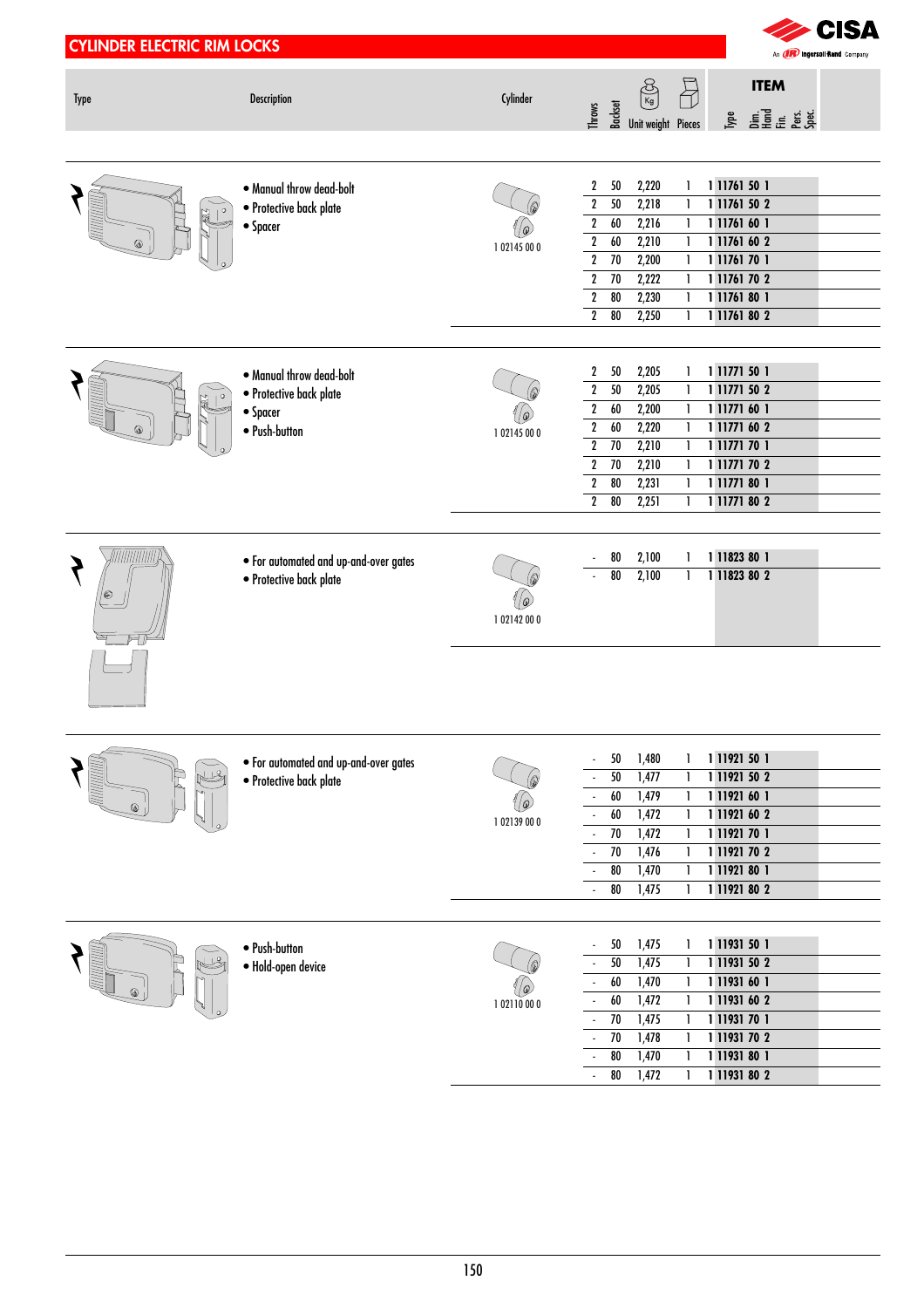## CYLINDER ELECTRIC RIM LOCKS

| Type | Description | Cylinder | Throws | Backset | Unit weight (Kg) | Pieces | ITEM |
|---|---|---|---|---|---|---|---|
| | • Manual throw dead-bolt<br>• Protective back plate<br>• Spacer | 1 02145 00 0 | 2 | 50 | 2,220 | 1 | 1 11761 50 1 |
| | | | 2 | 50 | 2,218 | 1 | 1 11761 50 2 |
| | | | 2 | 60 | 2,216 | 1 | 1 11761 60 1 |
| | | | 2 | 60 | 2,210 | 1 | 1 11761 60 2 |
| | | | 2 | 70 | 2,200 | 1 | 1 11761 70 1 |
| | | | 2 | 70 | 2,222 | 1 | 1 11761 70 2 |
| | | | 2 | 80 | 2,230 | 1 | 1 11761 80 1 |
| | | | 2 | 80 | 2,250 | 1 | 1 11761 80 2 |
| | • Manual throw dead-bolt<br>• Protective back plate<br>• Spacer<br>• Push-button | 1 02145 00 0 | 2 | 50 | 2,205 | 1 | 1 11771 50 1 |
| | | | 2 | 50 | 2,205 | 1 | 1 11771 50 2 |
| | | | 2 | 60 | 2,200 | 1 | 1 11771 60 1 |
| | | | 2 | 60 | 2,220 | 1 | 1 11771 60 2 |
| | | | 2 | 70 | 2,210 | 1 | 1 11771 70 1 |
| | | | 2 | 70 | 2,210 | 1 | 1 11771 70 2 |
| | | | 2 | 80 | 2,231 | 1 | 1 11771 80 1 |
| | | | 2 | 80 | 2,251 | 1 | 1 11771 80 2 |
| | • For automated and up-and-over gates<br>• Protective back plate | 1 02142 00 0 | - | 80 | 2,100 | 1 | 1 11823 80 1 |
| | | | - | 80 | 2,100 | 1 | 1 11823 80 2 |
| | • For automated and up-and-over gates<br>• Protective back plate | 1 02139 00 0 | - | 50 | 1,480 | 1 | 1 11921 50 1 |
| | | | - | 50 | 1,477 | 1 | 1 11921 50 2 |
| | | | - | 60 | 1,479 | 1 | 1 11921 60 1 |
| | | | - | 60 | 1,472 | 1 | 1 11921 60 2 |
| | | | - | 70 | 1,472 | 1 | 1 11921 70 1 |
| | | | - | 70 | 1,476 | 1 | 1 11921 70 2 |
| | | | - | 80 | 1,470 | 1 | 1 11921 80 1 |
| | | | - | 80 | 1,475 | 1 | 1 11921 80 2 |
| | • Push-button<br>• Hold-open device | 1 02110 00 0 | - | 50 | 1,475 | 1 | 1 11931 50 1 |
| | | | - | 50 | 1,475 | 1 | 1 11931 50 2 |
| | | | - | 60 | 1,470 | 1 | 1 11931 60 1 |
| | | | - | 60 | 1,472 | 1 | 1 11931 60 2 |
| | | | - | 70 | 1,475 | 1 | 1 11931 70 1 |
| | | | - | 70 | 1,478 | 1 | 1 11931 70 2 |
| | | | - | 80 | 1,470 | 1 | 1 11931 80 1 |
| | | | - | 80 | 1,472 | 1 | 1 11931 80 2 |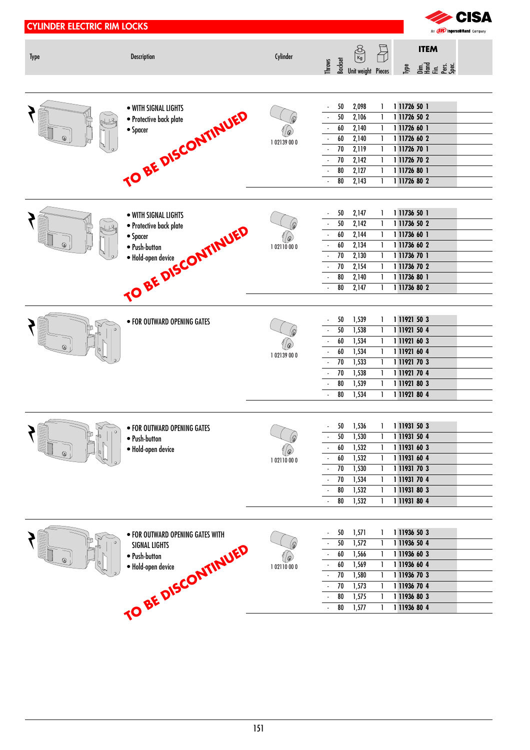## CYLINDER ELECTRIC RIM LOCKS

| Type | Description | Cylinder | Throws | Backset | Unit weight (Kg) | Pieces | ITEM Type | Dim. Hand Fin. Pers. Spec. |
|---|---|---|---|---|---|---|---|---|
| | • WITH SIGNAL LIGHTS • Protective back plate • Spacer — TO BE DISCONTINUED | 1 02139 00 0 | - | 50 | 2,098 | 1 | 1 11726 | 50 1 |
| | | | - | 50 | 2,106 | 1 | 1 11726 | 50 2 |
| | | | - | 60 | 2,140 | 1 | 1 11726 | 60 1 |
| | | | - | 60 | 2,140 | 1 | 1 11726 | 60 2 |
| | | | - | 70 | 2,119 | 1 | 1 11726 | 70 1 |
| | | | - | 70 | 2,142 | 1 | 1 11726 | 70 2 |
| | | | - | 80 | 2,127 | 1 | 1 11726 | 80 1 |
| | | | - | 80 | 2,143 | 1 | 1 11726 | 80 2 |
| | • WITH SIGNAL LIGHTS • Protective back plate • Spacer • Push-button • Hold-open device — TO BE DISCONTINUED | 1 02110 00 0 | - | 50 | 2,147 | 1 | 1 11736 | 50 1 |
| | | | - | 50 | 2,142 | 1 | 1 11736 | 50 2 |
| | | | - | 60 | 2,144 | 1 | 1 11736 | 60 1 |
| | | | - | 60 | 2,134 | 1 | 1 11736 | 60 2 |
| | | | - | 70 | 2,130 | 1 | 1 11736 | 70 1 |
| | | | - | 70 | 2,154 | 1 | 1 11736 | 70 2 |
| | | | - | 80 | 2,140 | 1 | 1 11736 | 80 1 |
| | | | - | 80 | 2,147 | 1 | 1 11736 | 80 2 |
| | • FOR OUTWARD OPENING GATES | 1 02139 00 0 | - | 50 | 1,539 | 1 | 1 11921 | 50 3 |
| | | | - | 50 | 1,538 | 1 | 1 11921 | 50 4 |
| | | | - | 60 | 1,534 | 1 | 1 11921 | 60 3 |
| | | | - | 60 | 1,534 | 1 | 1 11921 | 60 4 |
| | | | - | 70 | 1,533 | 1 | 1 11921 | 70 3 |
| | | | - | 70 | 1,538 | 1 | 1 11921 | 70 4 |
| | | | - | 80 | 1,539 | 1 | 1 11921 | 80 3 |
| | | | - | 80 | 1,534 | 1 | 1 11921 | 80 4 |
| | • FOR OUTWARD OPENING GATES • Push-button • Hold-open device | 1 02110 00 0 | - | 50 | 1,536 | 1 | 1 11931 | 50 3 |
| | | | - | 50 | 1,530 | 1 | 1 11931 | 50 4 |
| | | | - | 60 | 1,532 | 1 | 1 11931 | 60 3 |
| | | | - | 60 | 1,532 | 1 | 1 11931 | 60 4 |
| | | | - | 70 | 1,530 | 1 | 1 11931 | 70 3 |
| | | | - | 70 | 1,534 | 1 | 1 11931 | 70 4 |
| | | | - | 80 | 1,532 | 1 | 1 11931 | 80 3 |
| | | | - | 80 | 1,532 | 1 | 1 11931 | 80 4 |
| | • FOR OUTWARD OPENING GATES WITH SIGNAL LIGHTS • Push-button • Hold-open device — TO BE DISCONTINUED | 1 02110 00 0 | - | 50 | 1,571 | 1 | 1 11936 | 50 3 |
| | | | - | 50 | 1,572 | 1 | 1 11936 | 50 4 |
| | | | - | 60 | 1,566 | 1 | 1 11936 | 60 3 |
| | | | - | 60 | 1,569 | 1 | 1 11936 | 60 4 |
| | | | - | 70 | 1,580 | 1 | 1 11936 | 70 3 |
| | | | - | 70 | 1,573 | 1 | 1 11936 | 70 4 |
| | | | - | 80 | 1,575 | 1 | 1 11936 | 80 3 |
| | | | - | 80 | 1,577 | 1 | 1 11936 | 80 4 |